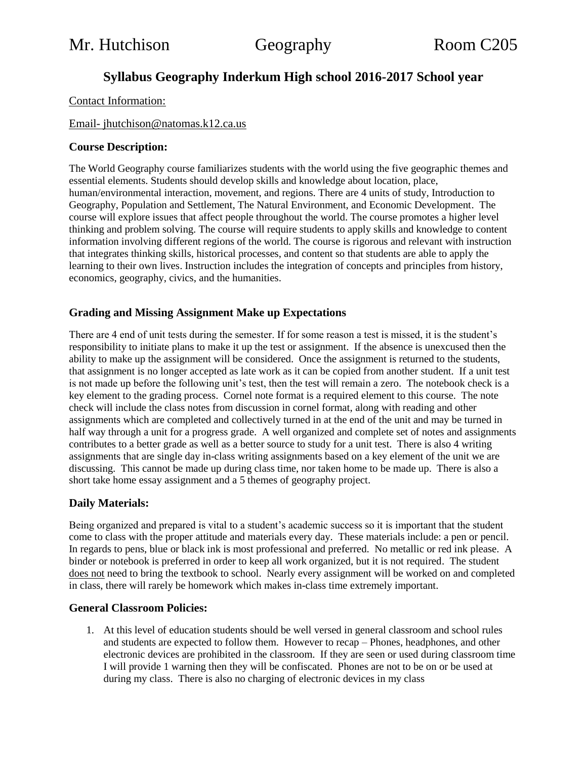Mr. Hutchison Geography Room C205

# Syllabus Geography Inderkum High school 2016-2017 School year

Contact Information:

Email- jhutchison@natomas.k12.ca.us

## Course Description:

The World Geography course familiarizes students with the world using the five geographic themes and essential elements. Students should develop skills and knowledge about location, place, human/environmental interaction, movement, and regions. There are 4 units of study, Introduction to Geography, Population and Settlement, The Natural Environment, and Economic Development. The course will explore issues that affect people throughout the world. The course promotes a higher level thinking and problem solving. The course will require students to apply skills and knowledge to content information involving different regions of the world. The course is rigorous and relevant with instruction that integrates thinking skills, historical processes, and content so that students are able to apply the learning to their own lives. Instruction includes the integration of concepts and principles from history, economics, geography, civics, and the humanities.

## Grading and Missing Assignment Make up Expectations

There are 4 end of unit tests during the semester. If for some reason a test is missed, it is the student's responsibility to initiate plans to make it up the test or assignment. If the absence is unexcused then the ability to make up the assignment will be considered. Once the assignment is returned to the students, that assignment is no longer accepted as late work as it can be copied from another student. If a unit test is not made up before the following unit's test, then the test will remain a zero. The notebook check is a key element to the grading process. Cornel note format is a required element to this course. The note check will include the class notes from discussion in cornel format, along with reading and other assignments which are completed and collectively turned in at the end of the unit and may be turned in half way through a unit for a progress grade. A well organized and complete set of notes and assignments contributes to a better grade as well as a better source to study for a unit test. There is also 4 writing assignments that are single day in-class writing assignments based on a key element of the unit we are discussing. This cannot be made up during class time, nor taken home to be made up. There is also a short take home essay assignment and a 5 themes of geography project.

## Daily Materials:

Being organized and prepared is vital to a student's academic success so it is important that the student come to class with the proper attitude and materials every day. These materials include: a pen or pencil. In regards to pens, blue or black ink is most professional and preferred. No metallic or red ink please. A binder or notebook is preferred in order to keep all work organized, but it is not required. The student does not need to bring the textbook to school. Nearly every assignment will be worked on and completed in class, there will rarely be homework which makes in-class time extremely important.

## General Classroom Policies:

1. At this level of education students should be well versed in general classroom and school rules and students are expected to follow them. However to recap – Phones, headphones, and other electronic devices are prohibited in the classroom. If they are seen or used during classroom time I will provide 1 warning then they will be confiscated. Phones are not to be on or be used at during my class. There is also no charging of electronic devices in my class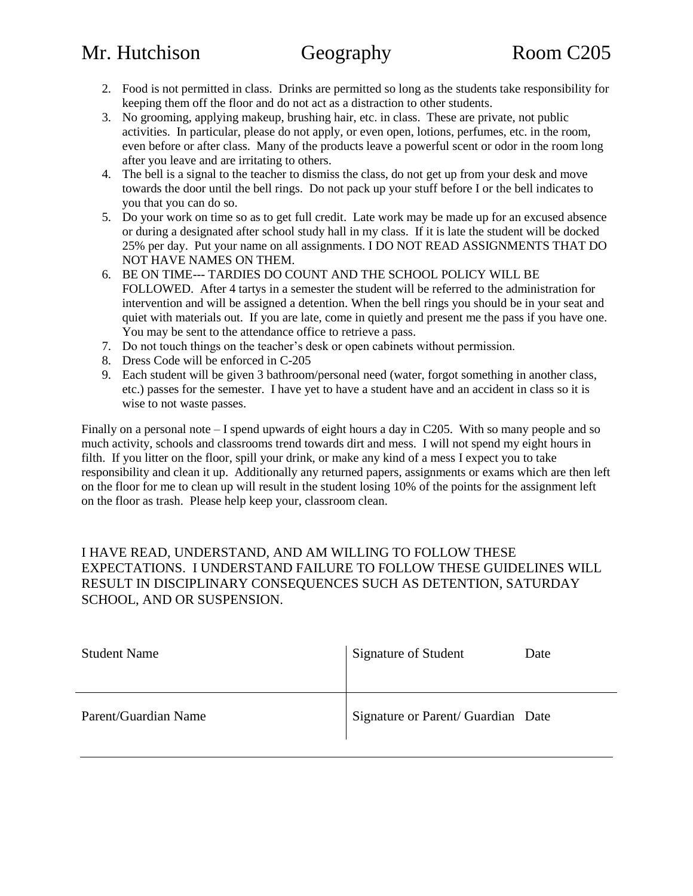Mr. Hutchison Geography Room C205

2. Food is not permitted in class. Drinks are permitted so long as the students take responsibility for keeping them off the floor and do not act as a distraction to other students.
3. No grooming, applying makeup, brushing hair, etc. in class. These are private, not public activities. In particular, please do not apply, or even open, lotions, perfumes, etc. in the room, even before or after class. Many of the products leave a powerful scent or odor in the room long after you leave and are irritating to others.
4. The bell is a signal to the teacher to dismiss the class, do not get up from your desk and move towards the door until the bell rings. Do not pack up your stuff before I or the bell indicates to you that you can do so.
5. Do your work on time so as to get full credit. Late work may be made up for an excused absence or during a designated after school study hall in my class. If it is late the student will be docked 25% per day. Put your name on all assignments. I DO NOT READ ASSIGNMENTS THAT DO NOT HAVE NAMES ON THEM.
6. BE ON TIME--- TARDIES DO COUNT AND THE SCHOOL POLICY WILL BE FOLLOWED. After 4 tartys in a semester the student will be referred to the administration for intervention and will be assigned a detention. When the bell rings you should be in your seat and quiet with materials out. If you are late, come in quietly and present me the pass if you have one. You may be sent to the attendance office to retrieve a pass.
7. Do not touch things on the teacher's desk or open cabinets without permission.
8. Dress Code will be enforced in C-205
9. Each student will be given 3 bathroom/personal need (water, forgot something in another class, etc.) passes for the semester. I have yet to have a student have and an accident in class so it is wise to not waste passes.

Finally on a personal note – I spend upwards of eight hours a day in C205. With so many people and so much activity, schools and classrooms trend towards dirt and mess. I will not spend my eight hours in filth. If you litter on the floor, spill your drink, or make any kind of a mess I expect you to take responsibility and clean it up. Additionally any returned papers, assignments or exams which are then left on the floor for me to clean up will result in the student losing 10% of the points for the assignment left on the floor as trash. Please help keep your, classroom clean.

I HAVE READ, UNDERSTAND, AND AM WILLING TO FOLLOW THESE EXPECTATIONS. I UNDERSTAND FAILURE TO FOLLOW THESE GUIDELINES WILL RESULT IN DISCIPLINARY CONSEQUENCES SUCH AS DETENTION, SATURDAY SCHOOL, AND OR SUSPENSION.

| | |
|---|---|
| Student Name | Signature of Student Date |
| Parent/Guardian Name | Signature or Parent/ Guardian Date |